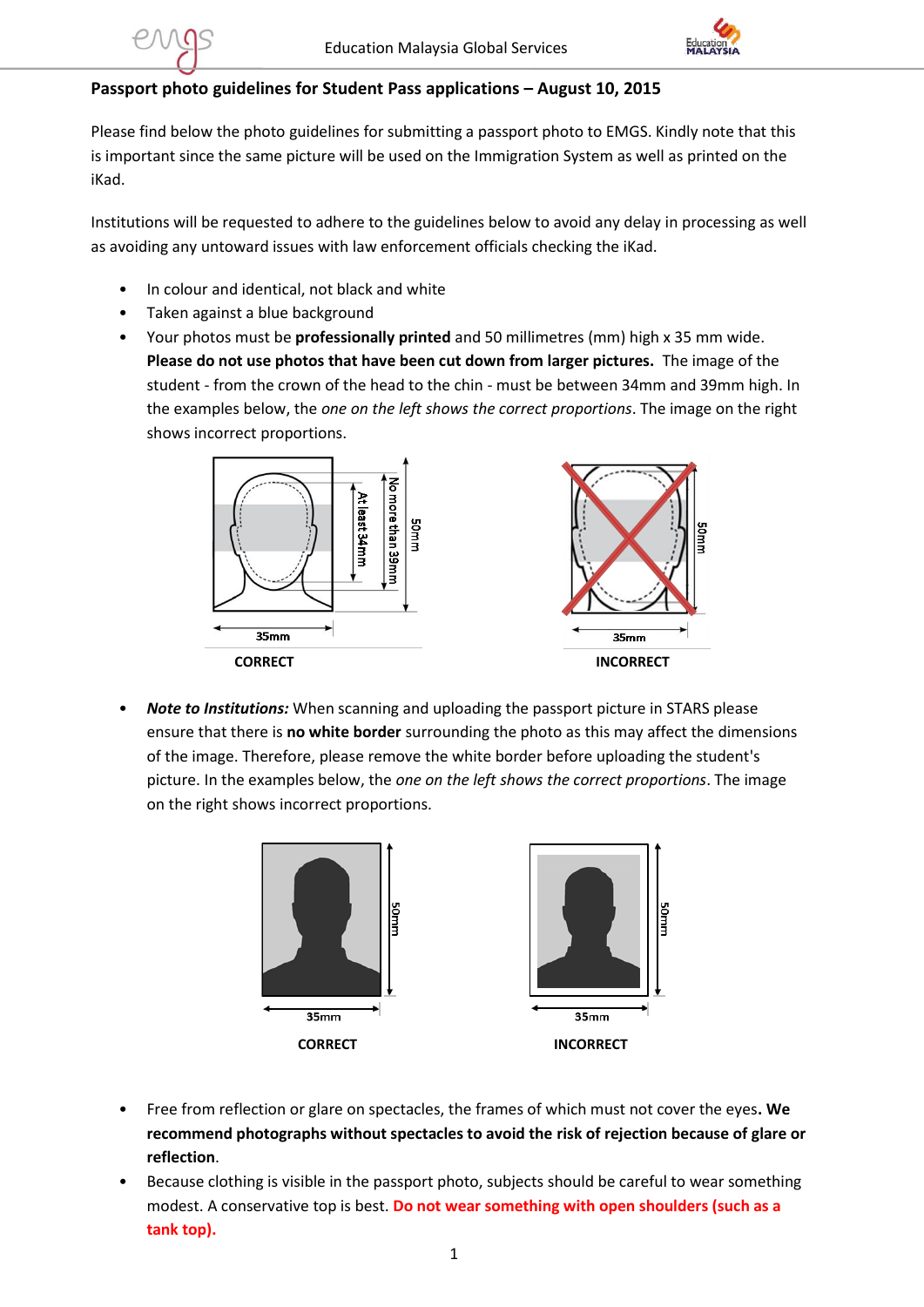## Passport photo guidelines for Student Pass applications – August 10, 2015

Please find below the photo guidelines for submitting a passport photo to EMGS. Kindly note that this is important since the same picture will be used on the Immigration System as well as printed on the iKad.

Institutions will be requested to adhere to the guidelines below to avoid any delay in processing as well as avoiding any untoward issues with law enforcement officials checking the iKad.

- In colour and identical, not black and white
- Taken against a blue background
- Your photos must be **professionally printed** and 50 millimetres (mm) high x 35 mm wide. **Please do not use photos that have been cut down from larger pictures.** The image of the student - from the crown of the head to the chin - must be between 34mm and 39mm high. In the examples below, the *one on the left shows the correct proportions*. The image on the right shows incorrect proportions.

At least 34mm | No more than 39mm | 50mm | 35mm

CORRECT

50mm | 35mm

INCORRECT

- ***Note to Institutions:*** When scanning and uploading the passport picture in STARS please ensure that there is **no white border** surrounding the photo as this may affect the dimensions of the image. Therefore, please remove the white border before uploading the student's picture. In the examples below, the *one on the left shows the correct proportions*. The image on the right shows incorrect proportions.

50mm | 35mm

CORRECT

50mm | 35mm

INCORRECT

- Free from reflection or glare on spectacles, the frames of which must not cover the eyes**. We recommend photographs without spectacles to avoid the risk of rejection because of glare or reflection**.
- Because clothing is visible in the passport photo, subjects should be careful to wear something modest. A conservative top is best. **Do not wear something with open shoulders (such as a tank top).**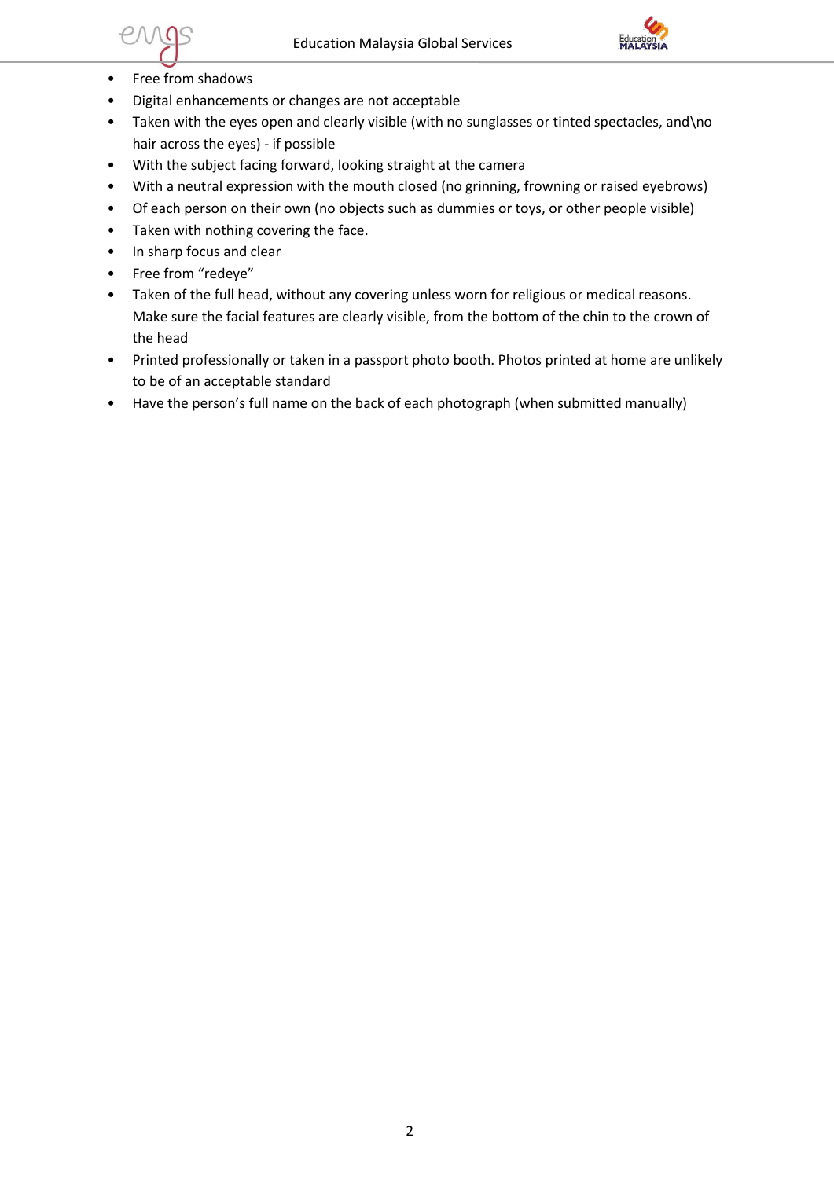- Free from shadows
- Digital enhancements or changes are not acceptable
- Taken with the eyes open and clearly visible (with no sunglasses or tinted spectacles, and\no hair across the eyes) - if possible
- With the subject facing forward, looking straight at the camera
- With a neutral expression with the mouth closed (no grinning, frowning or raised eyebrows)
- Of each person on their own (no objects such as dummies or toys, or other people visible)
- Taken with nothing covering the face.
- In sharp focus and clear
- Free from "redeye"
- Taken of the full head, without any covering unless worn for religious or medical reasons. Make sure the facial features are clearly visible, from the bottom of the chin to the crown of the head
- Printed professionally or taken in a passport photo booth. Photos printed at home are unlikely to be of an acceptable standard
- Have the person's full name on the back of each photograph (when submitted manually)